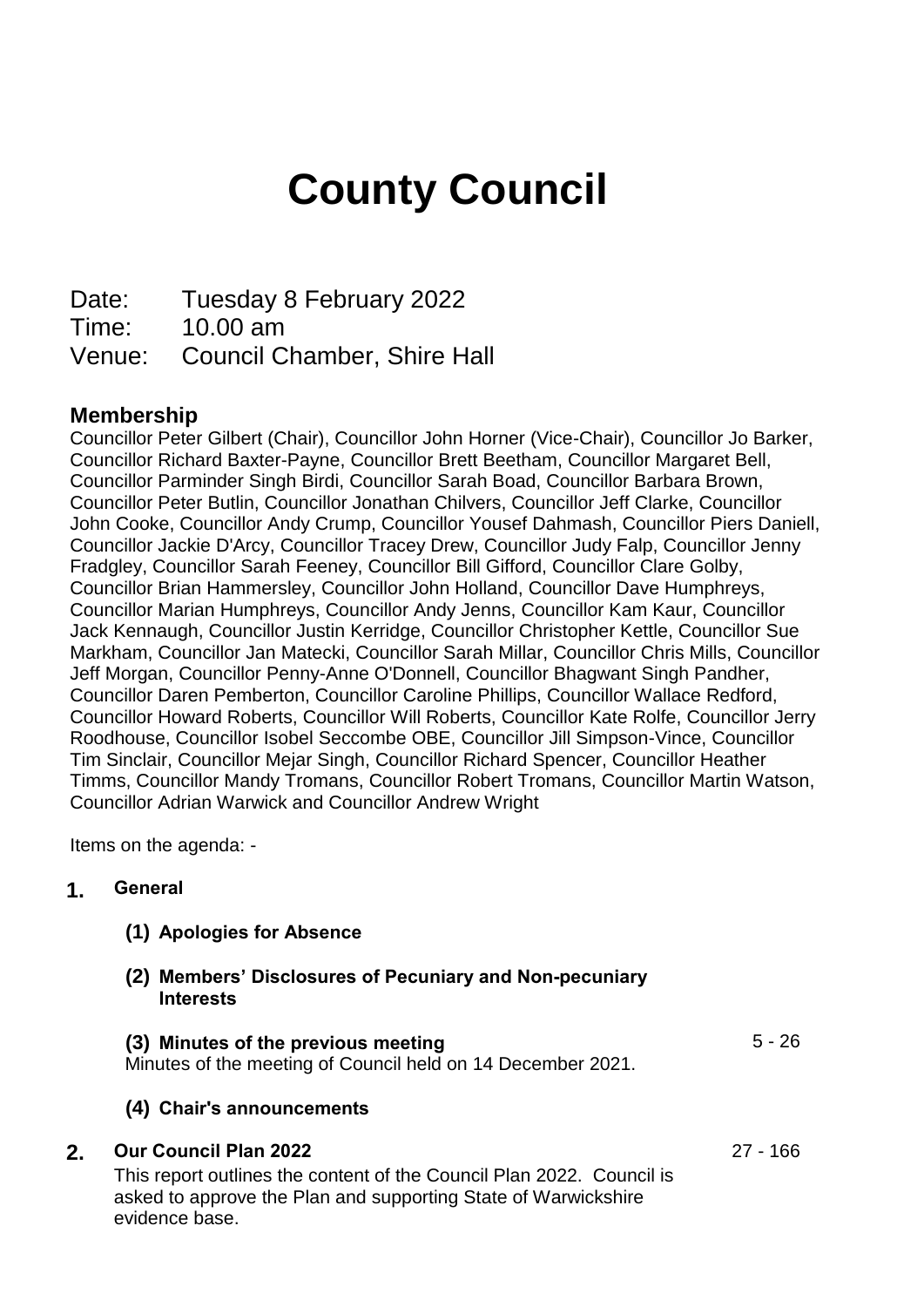# County Council

Date: Tuesday 8 February 2022
Time: 10.00 am
Venue: Council Chamber, Shire Hall

## Membership

Councillor Peter Gilbert (Chair), Councillor John Horner (Vice-Chair), Councillor Jo Barker, Councillor Richard Baxter-Payne, Councillor Brett Beetham, Councillor Margaret Bell, Councillor Parminder Singh Birdi, Councillor Sarah Boad, Councillor Barbara Brown, Councillor Peter Butlin, Councillor Jonathan Chilvers, Councillor Jeff Clarke, Councillor John Cooke, Councillor Andy Crump, Councillor Yousef Dahmash, Councillor Piers Daniell, Councillor Jackie D'Arcy, Councillor Tracey Drew, Councillor Judy Falp, Councillor Jenny Fradgley, Councillor Sarah Feeney, Councillor Bill Gifford, Councillor Clare Golby, Councillor Brian Hammersley, Councillor John Holland, Councillor Dave Humphreys, Councillor Marian Humphreys, Councillor Andy Jenns, Councillor Kam Kaur, Councillor Jack Kennaugh, Councillor Justin Kerridge, Councillor Christopher Kettle, Councillor Sue Markham, Councillor Jan Matecki, Councillor Sarah Millar, Councillor Chris Mills, Councillor Jeff Morgan, Councillor Penny-Anne O'Donnell, Councillor Bhagwant Singh Pandher, Councillor Daren Pemberton, Councillor Caroline Phillips, Councillor Wallace Redford, Councillor Howard Roberts, Councillor Will Roberts, Councillor Kate Rolfe, Councillor Jerry Roodhouse, Councillor Isobel Seccombe OBE, Councillor Jill Simpson-Vince, Councillor Tim Sinclair, Councillor Mejar Singh, Councillor Richard Spencer, Councillor Heather Timms, Councillor Mandy Tromans, Councillor Robert Tromans, Councillor Martin Watson, Councillor Adrian Warwick and Councillor Andrew Wright

Items on the agenda: -

**1. General**

**(1) Apologies for Absence**

**(2) Members' Disclosures of Pecuniary and Non-pecuniary Interests**

**(3) Minutes of the previous meeting** 5 - 26

Minutes of the meeting of Council held on 14 December 2021.

**(4) Chair's announcements**

**2. Our Council Plan 2022** 27 - 166

This report outlines the content of the Council Plan 2022. Council is asked to approve the Plan and supporting State of Warwickshire evidence base.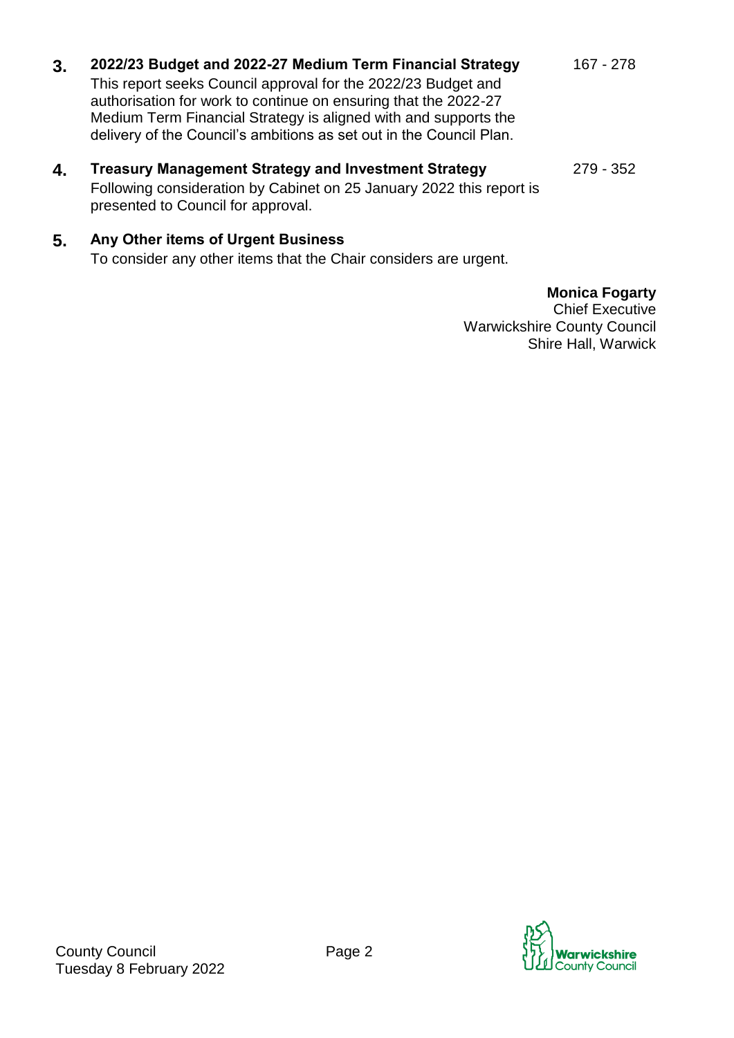**3. 2022/23 Budget and 2022-27 Medium Term Financial Strategy** 167 - 278

This report seeks Council approval for the 2022/23 Budget and authorisation for work to continue on ensuring that the 2022-27 Medium Term Financial Strategy is aligned with and supports the delivery of the Council's ambitions as set out in the Council Plan.

**4. Treasury Management Strategy and Investment Strategy** 279 - 352

Following consideration by Cabinet on 25 January 2022 this report is presented to Council for approval.

**5. Any Other items of Urgent Business**

To consider any other items that the Chair considers are urgent.

**Monica Fogarty**
Chief Executive
Warwickshire County Council
Shire Hall, Warwick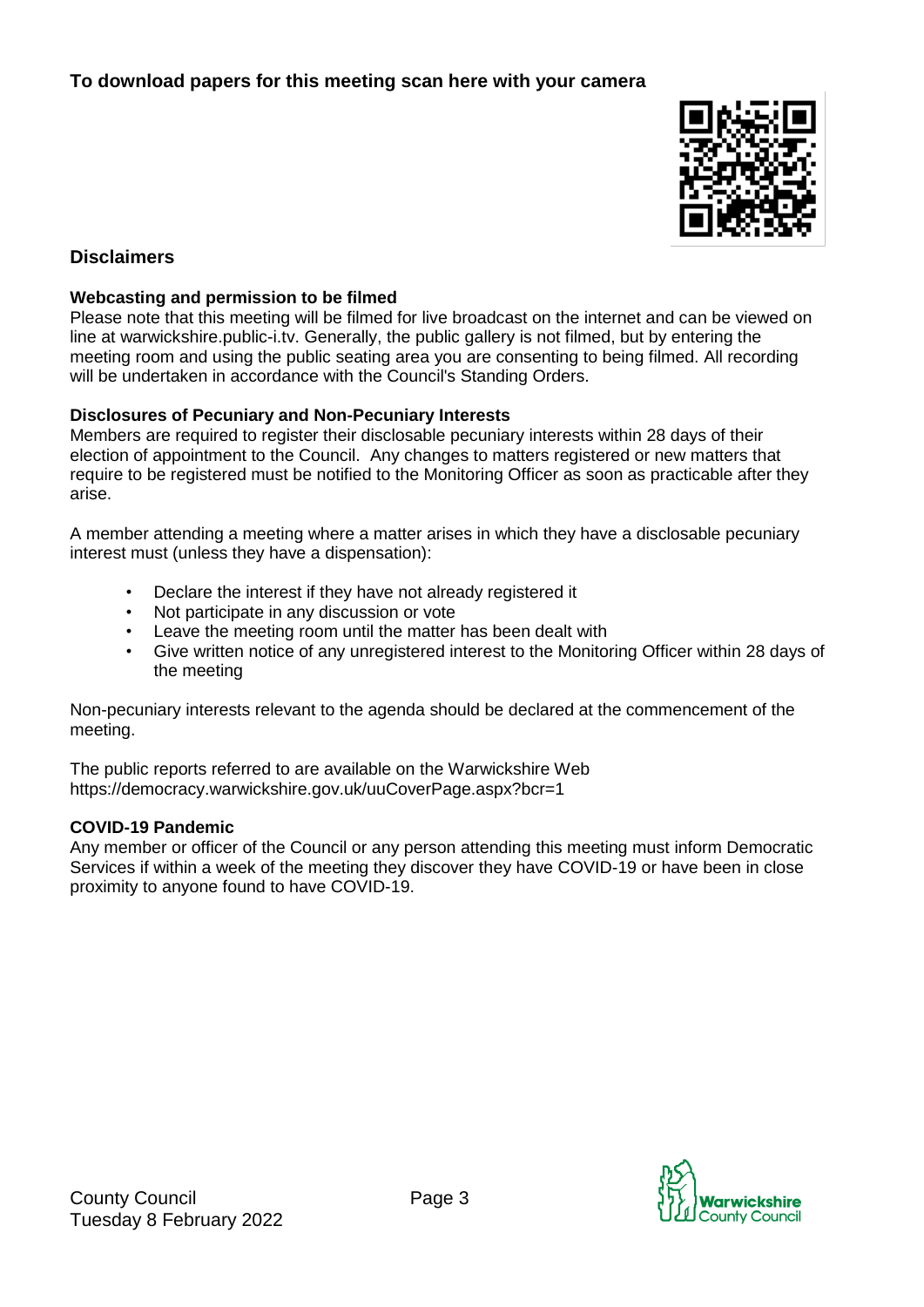**To download papers for this meeting scan here with your camera**

## Disclaimers

**Webcasting and permission to be filmed**
Please note that this meeting will be filmed for live broadcast on the internet and can be viewed on line at warwickshire.public-i.tv. Generally, the public gallery is not filmed, but by entering the meeting room and using the public seating area you are consenting to being filmed. All recording will be undertaken in accordance with the Council's Standing Orders.

**Disclosures of Pecuniary and Non-Pecuniary Interests**
Members are required to register their disclosable pecuniary interests within 28 days of their election of appointment to the Council. Any changes to matters registered or new matters that require to be registered must be notified to the Monitoring Officer as soon as practicable after they arise.

A member attending a meeting where a matter arises in which they have a disclosable pecuniary interest must (unless they have a dispensation):

- Declare the interest if they have not already registered it
- Not participate in any discussion or vote
- Leave the meeting room until the matter has been dealt with
- Give written notice of any unregistered interest to the Monitoring Officer within 28 days of the meeting

Non-pecuniary interests relevant to the agenda should be declared at the commencement of the meeting.

The public reports referred to are available on the Warwickshire Web
https://democracy.warwickshire.gov.uk/uuCoverPage.aspx?bcr=1

**COVID-19 Pandemic**
Any member or officer of the Council or any person attending this meeting must inform Democratic Services if within a week of the meeting they discover they have COVID-19 or have been in close proximity to anyone found to have COVID-19.